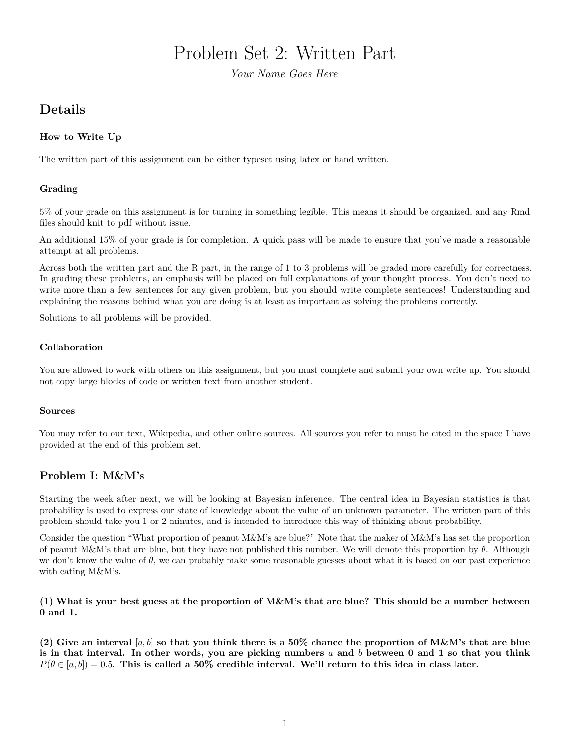# Problem Set 2: Written Part

*Your Name Goes Here*

## Details

### How to Write Up

The written part of this assignment can be either typeset using latex or hand written.

### Grading

5% of your grade on this assignment is for turning in something legible. This means it should be organized, and any Rmd files should knit to pdf without issue.

An additional 15% of your grade is for completion. A quick pass will be made to ensure that you've made a reasonable attempt at all problems.

Across both the written part and the R part, in the range of 1 to 3 problems will be graded more carefully for correctness. In grading these problems, an emphasis will be placed on full explanations of your thought process. You don't need to write more than a few sentences for any given problem, but you should write complete sentences! Understanding and explaining the reasons behind what you are doing is at least as important as solving the problems correctly.

Solutions to all problems will be provided.

### Collaboration

You are allowed to work with others on this assignment, but you must complete and submit your own write up. You should not copy large blocks of code or written text from another student.

### Sources

You may refer to our text, Wikipedia, and other online sources. All sources you refer to must be cited in the space I have provided at the end of this problem set.

## Problem I: M&M's

Starting the week after next, we will be looking at Bayesian inference. The central idea in Bayesian statistics is that probability is used to express our state of knowledge about the value of an unknown parameter. The written part of this problem should take you 1 or 2 minutes, and is intended to introduce this way of thinking about probability.

Consider the question "What proportion of peanut M&M's are blue?" Note that the maker of M&M's has set the proportion of peanut M&M's that are blue, but they have not published this number. We will denote this proportion by $\theta$. Although we don't know the value of $\theta$, we can probably make some reasonable guesses about what it is based on our past experience with eating M&M's.

#### (1) What is your best guess at the proportion of M&M's that are blue? This should be a number between 0 and 1.

#### (2) Give an interval $[a, b]$ so that you think there is a 50% chance the proportion of M&M's that are blue is in that interval. In other words, you are picking numbers $a$ and $b$ between 0 and 1 so that you think $P(\theta \in [a, b]) = 0.5$. This is called a 50% credible interval. We'll return to this idea in class later.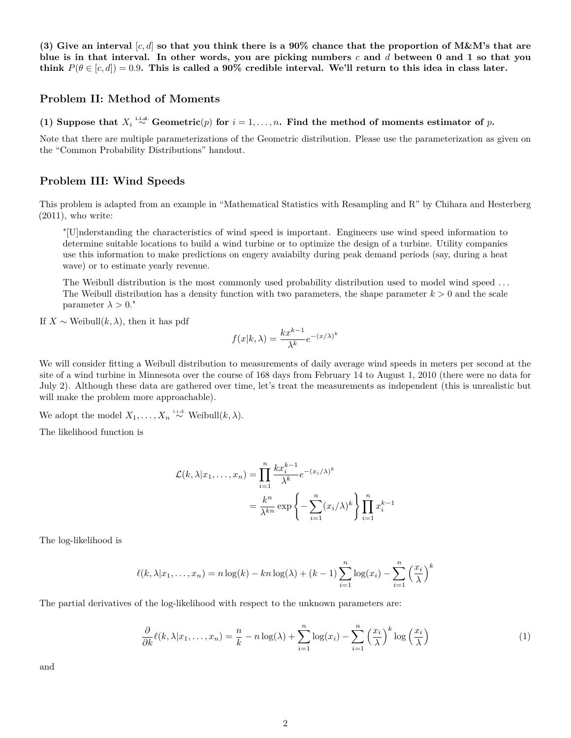**(3) Give an interval $[c, d]$ so that you think there is a 90% chance that the proportion of M&M's that are blue is in that interval. In other words, you are picking numbers $c$ and $d$ between 0 and 1 so that you think $P(\theta \in [c, d]) = 0.9$. This is called a 90% credible interval. We'll return to this idea in class later.**

## Problem II: Method of Moments

**(1) Suppose that $X_i \overset{\text{i.i.d.}}{\sim}$ Geometric$(p)$ for $i = 1, \ldots, n$. Find the method of moments estimator of $p$.**

Note that there are multiple parameterizations of the Geometric distribution. Please use the parameterization as given on the "Common Probability Distributions" handout.

## Problem III: Wind Speeds

This problem is adapted from an example in "Mathematical Statistics with Resampling and R" by Chihara and Hesterberg (2011), who write:

> "[U]nderstanding the characteristics of wind speed is important. Engineers use wind speed information to determine suitable locations to build a wind turbine or to optimize the design of a turbine. Utility companies use this information to make predictions on engery avaiabilty during peak demand periods (say, during a heat wave) or to estimate yearly revenue.
>
> The Weibull distribution is the most commonly used probability distribution used to model wind speed ... The Weibull distribution has a density function with two parameters, the shape parameter $k > 0$ and the scale parameter $\lambda > 0$."

If $X \sim \text{Weibull}(k, \lambda)$, then it has pdf

$$f(x|k, \lambda) = \frac{kx^{k-1}}{\lambda^k} e^{-(x/\lambda)^k}$$

We will consider fitting a Weibull distribution to measurements of daily average wind speeds in meters per second at the site of a wind turbine in Minnesota over the course of 168 days from February 14 to August 1, 2010 (there were no data for July 2). Although these data are gathered over time, let's treat the measurements as independent (this is unrealistic but will make the problem more approachable).

We adopt the model $X_1, \ldots, X_n \overset{\text{i.i.d.}}{\sim} \text{Weibull}(k, \lambda)$.

The likelihood function is

$$\begin{aligned}
\mathcal{L}(k, \lambda | x_1, \ldots, x_n) &= \prod_{i=1}^{n} \frac{kx_i^{k-1}}{\lambda^k} e^{-(x_i/\lambda)^k} \\
&= \frac{k^n}{\lambda^{kn}} \exp\left\{ -\sum_{i=1}^{n} (x_i/\lambda)^k \right\} \prod_{i=1}^{n} x_i^{k-1}
\end{aligned}$$

The log-likelihood is

$$\ell(k, \lambda | x_1, \ldots, x_n) = n \log(k) - kn \log(\lambda) + (k-1) \sum_{i=1}^{n} \log(x_i) - \sum_{i=1}^{n} \left( \frac{x_i}{\lambda} \right)^k$$

The partial derivatives of the log-likelihood with respect to the unknown parameters are:

$$\frac{\partial}{\partial k} \ell(k, \lambda | x_1, \ldots, x_n) = \frac{n}{k} - n \log(\lambda) + \sum_{i=1}^{n} \log(x_i) - \sum_{i=1}^{n} \left( \frac{x_i}{\lambda} \right)^k \log\left( \frac{x_i}{\lambda} \right) \tag{1}$$

and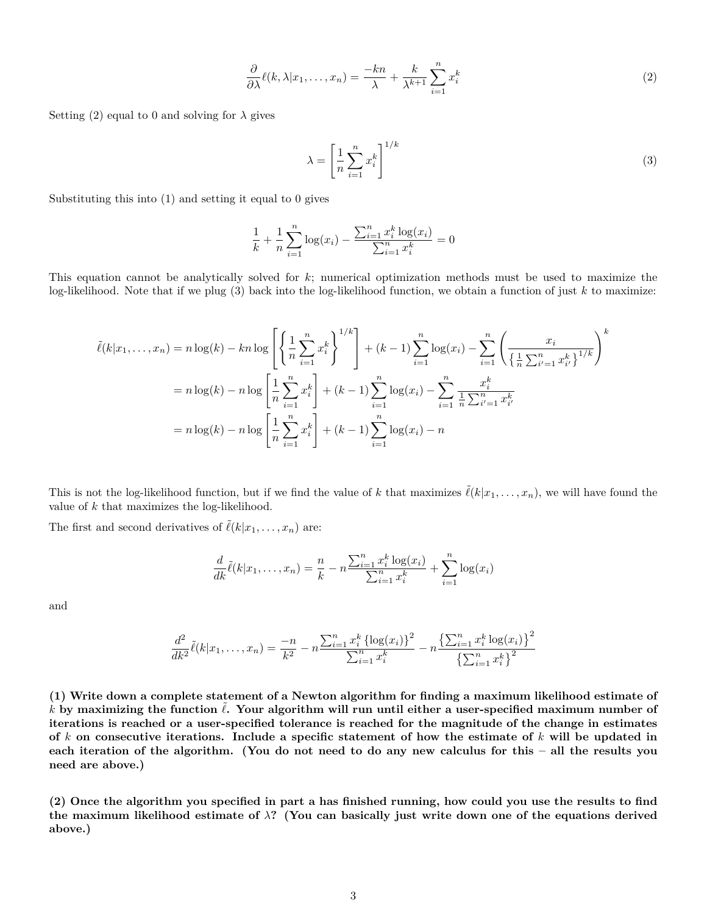$$\frac{\partial}{\partial \lambda}\ell(k, \lambda | x_1, \ldots, x_n) = \frac{-kn}{\lambda} + \frac{k}{\lambda^{k+1}} \sum_{i=1}^{n} x_i^k \tag{2}$$

Setting (2) equal to 0 and solving for $\lambda$ gives

$$\lambda = \left[\frac{1}{n}\sum_{i=1}^{n} x_i^k\right]^{1/k} \tag{3}$$

Substituting this into (1) and setting it equal to 0 gives

$$\frac{1}{k} + \frac{1}{n}\sum_{i=1}^{n}\log(x_i) - \frac{\sum_{i=1}^{n} x_i^k \log(x_i)}{\sum_{i=1}^{n} x_i^k} = 0$$

This equation cannot be analytically solved for $k$; numerical optimization methods must be used to maximize the log-likelihood. Note that if we plug (3) back into the log-likelihood function, we obtain a function of just $k$ to maximize:

$$\begin{aligned}
\tilde{\ell}(k|x_1, \ldots, x_n) &= n\log(k) - kn\log\left[\left\{\frac{1}{n}\sum_{i=1}^{n} x_i^k\right\}^{1/k}\right] + (k-1)\sum_{i=1}^{n}\log(x_i) - \sum_{i=1}^{n}\left(\frac{x_i}{\left\{\frac{1}{n}\sum_{i'=1}^{n} x_{i'}^k\right\}^{1/k}}\right)^k \\
&= n\log(k) - n\log\left[\frac{1}{n}\sum_{i=1}^{n} x_i^k\right] + (k-1)\sum_{i=1}^{n}\log(x_i) - \sum_{i=1}^{n}\frac{x_i^k}{\frac{1}{n}\sum_{i'=1}^{n} x_{i'}^k} \\
&= n\log(k) - n\log\left[\frac{1}{n}\sum_{i=1}^{n} x_i^k\right] + (k-1)\sum_{i=1}^{n}\log(x_i) - n
\end{aligned}$$

This is not the log-likelihood function, but if we find the value of $k$ that maximizes $\tilde{\ell}(k|x_1, \ldots, x_n)$, we will have found the value of $k$ that maximizes the log-likelihood.

The first and second derivatives of $\tilde{\ell}(k|x_1, \ldots, x_n)$ are:

$$\frac{d}{dk}\tilde{\ell}(k|x_1, \ldots, x_n) = \frac{n}{k} - n\frac{\sum_{i=1}^{n} x_i^k \log(x_i)}{\sum_{i=1}^{n} x_i^k} + \sum_{i=1}^{n}\log(x_i)$$

and

$$\frac{d^2}{dk^2}\tilde{\ell}(k|x_1, \ldots, x_n) = \frac{-n}{k^2} - n\frac{\sum_{i=1}^{n} x_i^k \{\log(x_i)\}^2}{\sum_{i=1}^{n} x_i^k} - n\frac{\left\{\sum_{i=1}^{n} x_i^k \log(x_i)\right\}^2}{\left\{\sum_{i=1}^{n} x_i^k\right\}^2}$$

**(1) Write down a complete statement of a Newton algorithm for finding a maximum likelihood estimate of $k$ by maximizing the function $\tilde{\ell}$. Your algorithm will run until either a user-specified maximum number of iterations is reached or a user-specified tolerance is reached for the magnitude of the change in estimates of $k$ on consecutive iterations. Include a specific statement of how the estimate of $k$ will be updated in each iteration of the algorithm. (You do not need to do any new calculus for this – all the results you need are above.)**

**(2) Once the algorithm you specified in part a has finished running, how could you use the results to find the maximum likelihood estimate of $\lambda$? (You can basically just write down one of the equations derived above.)**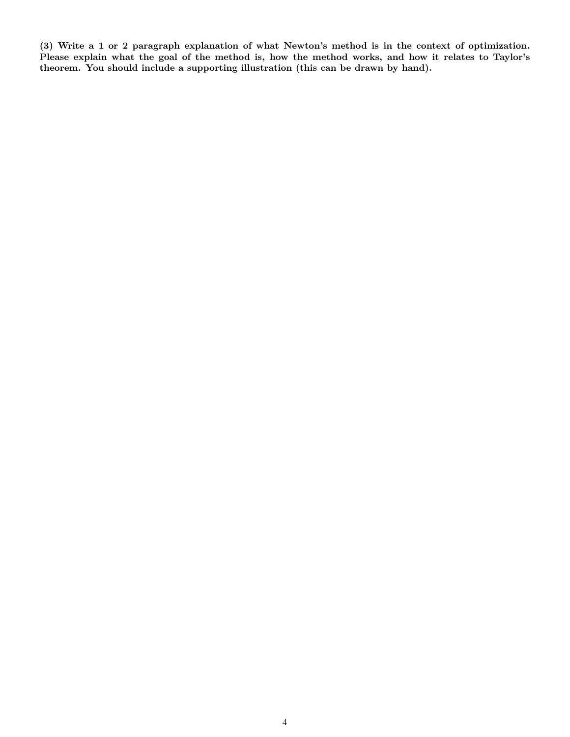**(3) Write a 1 or 2 paragraph explanation of what Newton's method is in the context of optimization. Please explain what the goal of the method is, how the method works, and how it relates to Taylor's theorem. You should include a supporting illustration (this can be drawn by hand).**